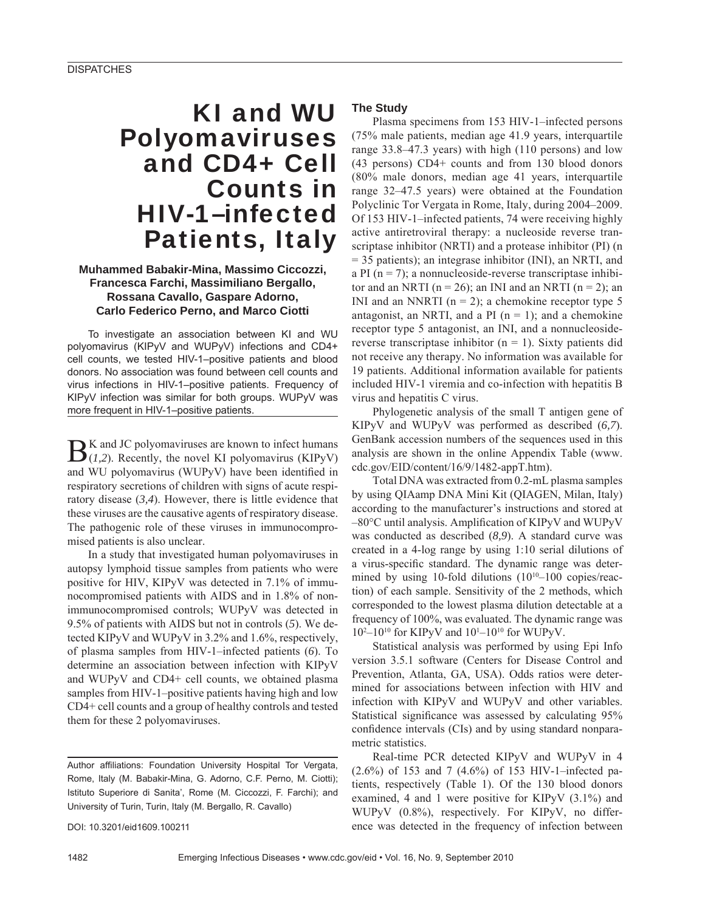# KI and WU Polyomaviruses and CD4+ Cell Counts in HIV-1–infected Patients, Italy

**Muhammed Babakir-Mina, Massimo Ciccozzi, Francesca Farchi, Massimiliano Bergallo, Rossana Cavallo, Gaspare Adorno, Carlo Federico Perno, and Marco Ciotti**

To investigate an association between KI and WU polyomavirus (KIPyV and WUPyV) infections and CD4+ cell counts, we tested HIV-1–positive patients and blood donors. No association was found between cell counts and virus infections in HIV-1–positive patients. Frequency of KIPyV infection was similar for both groups. WUPyV was more frequent in HIV-1–positive patients.

BK and JC polyomaviruses are known to infect humans (*1,2*). Recently, the novel KI polyomavirus (KIPyV) and WU polyomavirus (WUPyV) have been identified in respiratory secretions of children with signs of acute respiratory disease (*3,4*). However, there is little evidence that these viruses are the causative agents of respiratory disease. The pathogenic role of these viruses in immunocompromised patients is also unclear.

In a study that investigated human polyomaviruses in autopsy lymphoid tissue samples from patients who were positive for HIV, KIPyV was detected in 7.1% of immunocompromised patients with AIDS and in 1.8% of nonimmunocompromised controls; WUPyV was detected in 9.5% of patients with AIDS but not in controls (*5*). We detected KIPyV and WUPyV in 3.2% and 1.6%, respectively, of plasma samples from HIV-1–infected patients (*6*). To determine an association between infection with KIPyV and WUPyV and CD4+ cell counts, we obtained plasma samples from HIV-1–positive patients having high and low CD4+ cell counts and a group of healthy controls and tested them for these 2 polyomaviruses.

Author affiliations: Foundation University Hospital Tor Vergata, Rome, Italy (M. Babakir-Mina, G. Adorno, C.F. Perno, M. Ciotti); Istituto Superiore di Sanita', Rome (M. Ciccozzi, F. Farchi); and University of Turin, Turin, Italy (M. Bergallo, R. Cavallo)

DOI: 10.3201/eid1609.100211

## The Study

Plasma specimens from 153 HIV-1–infected persons (75% male patients, median age 41.9 years, interquartile range 33.8–47.3 years) with high (110 persons) and low (43 persons) CD4+ counts and from 130 blood donors (80% male donors, median age 41 years, interquartile range 32–47.5 years) were obtained at the Foundation Polyclinic Tor Vergata in Rome, Italy, during 2004–2009. Of 153 HIV-1–infected patients, 74 were receiving highly active antiretroviral therapy: a nucleoside reverse transcriptase inhibitor (NRTI) and a protease inhibitor (PI) (n = 35 patients); an integrase inhibitor (INI), an NRTI, and a PI (n = 7); a nonnucleoside-reverse transcriptase inhibitor and an NRTI (n = 26); an INI and an NRTI (n = 2); an INI and an NNRTI (n = 2); a chemokine receptor type 5 antagonist, an NRTI, and a PI (n = 1); and a chemokine receptor type 5 antagonist, an INI, and a nonnucleoside-reverse transcriptase inhibitor (n = 1). Sixty patients did not receive any therapy. No information was available for 19 patients. Additional information available for patients included HIV-1 viremia and co-infection with hepatitis B virus and hepatitis C virus.

Phylogenetic analysis of the small T antigen gene of KIPyV and WUPyV was performed as described (*6,7*). GenBank accession numbers of the sequences used in this analysis are shown in the online Appendix Table (www.cdc.gov/EID/content/16/9/1482-appT.htm).

Total DNA was extracted from 0.2-mL plasma samples by using QIAamp DNA Mini Kit (QIAGEN, Milan, Italy) according to the manufacturer's instructions and stored at –80°C until analysis. Amplification of KIPyV and WUPyV was conducted as described (*8,9*). A standard curve was created in a 4-log range by using 1:10 serial dilutions of a virus-specific standard. The dynamic range was determined by using 10-fold dilutions ($10^{10}$–100 copies/reaction) of each sample. Sensitivity of the 2 methods, which corresponded to the lowest plasma dilution detectable at a frequency of 100%, was evaluated. The dynamic range was $10^{2}$–$10^{10}$ for KIPyV and $10^{1}$–$10^{10}$ for WUPyV.

Statistical analysis was performed by using Epi Info version 3.5.1 software (Centers for Disease Control and Prevention, Atlanta, GA, USA). Odds ratios were determined for associations between infection with HIV and infection with KIPyV and WUPyV and other variables. Statistical significance was assessed by calculating 95% confidence intervals (CIs) and by using standard nonparametric statistics.

Real-time PCR detected KIPyV and WUPyV in 4 (2.6%) of 153 and 7 (4.6%) of 153 HIV-1–infected patients, respectively (Table 1). Of the 130 blood donors examined, 4 and 1 were positive for KIPyV (3.1%) and WUPyV (0.8%), respectively. For KIPyV, no difference was detected in the frequency of infection between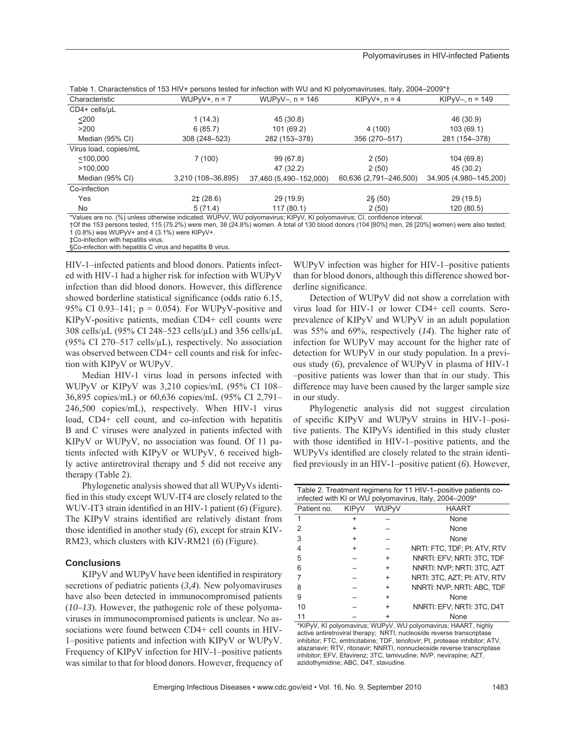Table 1. Characteristics of 153 HIV+ persons tested for infection with WU and KI polyomaviruses, Italy, 2004–2009*†

| Characteristic | WUPyV+, n = 7 | WUPyV–, n = 146 | KIPyV+, n = 4 | KIPyV–, n = 149 |
|---|---|---|---|---|
| CD4+ cells/µL | | | | |
| <200 | 1 (14.3) | 45 (30.8) | | 46 (30.9) |
| >200 | 6 (85.7) | 101 (69.2) | 4 (100) | 103 (69.1) |
| Median (95% CI) | 308 (248–523) | 282 (153–378) | 356 (270–517) | 281 (154–378) |
| Virus load, copies/mL | | | | |
| <100,000 | 7 (100) | 99 (67.8) | 2 (50) | 104 (69.8) |
| >100,000 | | 47 (32.2) | 2 (50) | 45 (30.2) |
| Median (95% CI) | 3,210 (108–36,895) | 37,460 (5,490–152,000) | 60,636 (2,791–246,500) | 34,905 (4,980–145,200) |
| Co-infection | | | | |
| Yes | 2‡ (28.6) | 29 (19.9) | 2§ (50) | 29 (19.5) |
| No | 5 (71.4) | 117 (80.1) | 2 (50) | 120 (80.5) |

*Values are no. (%) unless otherwise indicated. WUPyV, WU polyomavirus; KIPyV, KI polyomavirus; CI, confidence interval.
†Of the 153 persons tested, 115 (75.2%) were men, 38 (24.8%) women. A total of 130 blood donors (104 [80%] men, 26 [20%] women) were also tested; 1 (0.8%) was WUPyV+ and 4 (3.1%) were KIPyV+.
‡Co-infection with hepatitis virus.
§Co-infection with hepatitis C virus and hepatitis B virus.

HIV-1–infected patients and blood donors. Patients infected with HIV-1 had a higher risk for infection with WUPyV infection than did blood donors. However, this difference showed borderline statistical significance (odds ratio 6.15, 95% CI 0.93–141; p = 0.054). For WUPyV-positive and KIPyV-positive patients, median CD4+ cell counts were 308 cells/µL (95% CI 248–523 cells/µL) and 356 cells/µL (95% CI 270–517 cells/µL), respectively. No association was observed between CD4+ cell counts and risk for infection with KIPyV or WUPyV.

Median HIV-1 virus load in persons infected with WUPyV or KIPyV was 3,210 copies/mL (95% CI 108–36,895 copies/mL) or 60,636 copies/mL (95% CI 2,791–246,500 copies/mL), respectively. When HIV-1 virus load, CD4+ cell count, and co-infection with hepatitis B and C viruses were analyzed in patients infected with KIPyV or WUPyV, no association was found. Of 11 patients infected with KIPyV or WUPyV, 6 received highly active antiretroviral therapy and 5 did not receive any therapy (Table 2).

Phylogenetic analysis showed that all WUPyVs identified in this study except WUV-IT4 are closely related to the WUV-IT3 strain identified in an HIV-1 patient (*6*) (Figure). The KIPyV strains identified are relatively distant from those identified in another study (*6*), except for strain KIV-RM23, which clusters with KIV-RM21 (*6*) (Figure).

## Conclusions

KIPyV and WUPyV have been identified in respiratory secretions of pediatric patients (*3,4*). New polyomaviruses have also been detected in immunocompromised patients (*10–13*). However, the pathogenic role of these polyomaviruses in immunocompromised patients is unclear. No associations were found between CD4+ cell counts in HIV-1–positive patients and infection with KIPyV or WUPyV. Frequency of KIPyV infection for HIV-1–positive patients was similar to that for blood donors. However, frequency of WUPyV infection was higher for HIV-1–positive patients than for blood donors, although this difference showed borderline significance.

Detection of WUPyV did not show a correlation with virus load for HIV-1 or lower CD4+ cell counts. Seroprevalence of KIPyV and WUPyV in an adult population was 55% and 69%, respectively (*14*). The higher rate of infection for WUPyV may account for the higher rate of detection for WUPyV in our study population. In a previous study (*6*), prevalence of WUPyV in plasma of HIV-1–positive patients was lower than that in our study. This difference may have been caused by the larger sample size in our study.

Phylogenetic analysis did not suggest circulation of specific KIPyV and WUPyV strains in HIV-1–positive patients. The KIPyVs identified in this study cluster with those identified in HIV-1–positive patients, and the WUPyVs identified are closely related to the strain identified previously in an HIV-1–positive patient (*6*). However,

Table 2. Treatment regimens for 11 HIV-1–positive patients co-infected with KI or WU polyomavirus, Italy, 2004–2009*

| Patient no. | KIPyV | WUPyV | HAART |
|---|---|---|---|
| 1 | + | – | None |
| 2 | + | – | None |
| 3 | + | – | None |
| 4 | + | – | NRTI: FTC, TDF; PI: ATV, RTV |
| 5 | – | + | NNRTI: EFV; NRTI: 3TC, TDF |
| 6 | – | + | NNRTI: NVP; NRTI: 3TC, AZT |
| 7 | – | + | NRTI: 3TC, AZT; PI: ATV, RTV |
| 8 | – | + | NNRTI: NVP; NRTI: ABC, TDF |
| 9 | – | + | None |
| 10 | – | + | NNRTI: EFV; NRTI: 3TC, D4T |
| 11 | – | + | None |

*KIPyV, KI polyomavirus; WUPyV, WU polyomavirus; HAART, highly active antiretroviral therapy; NRTI, nucleoside reverse transcriptase inhibitor; FTC, emtricitabine; TDF, tenofovir; PI, protease inhibitor; ATV, atazanavir; RTV, ritonavir; NNRTI, nonnucleoside reverse transcriptase inhibitor; EFV, Efavirenz; 3TC, lamivudine; NVP, nevirapine; AZT, azidothymidine; ABC, D4T, stavudine.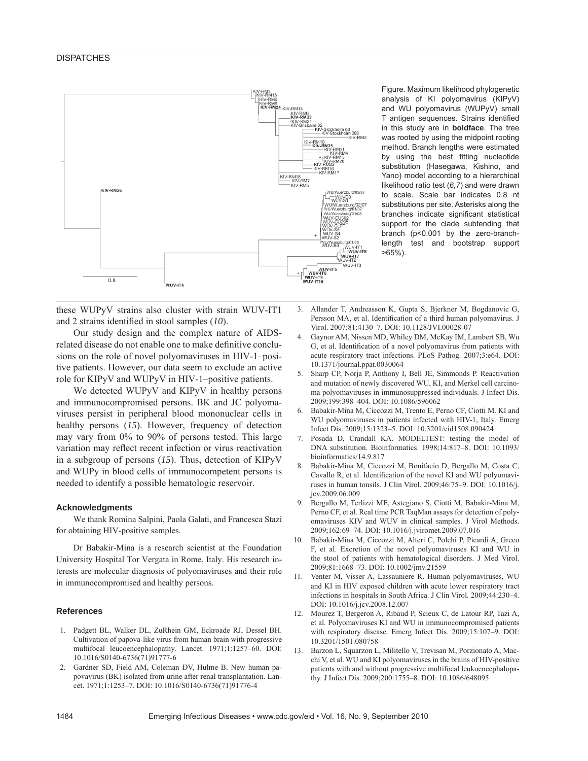Figure. Maximum likelihood phylogenetic analysis of KI polyomavirus (KIPyV) and WU polyomavirus (WUPyV) small T antigen sequences. Strains identified in this study are in **boldface**. The tree was rooted by using the midpoint rooting method. Branch lengths were estimated by using the best fitting nucleotide substitution (Hasegawa, Kishino, and Yano) model according to a hierarchical likelihood ratio test (*6,7*) and were drawn to scale. Scale bar indicates 0.8 nt substitutions per site. Asterisks along the branches indicate significant statistical support for the clade subtending that branch (p<0.001 by the zero-branch-length test and bootstrap support >65%).

these WUPyV strains also cluster with strain WUV-IT1 and 2 strains identified in stool samples (*10*).

Our study design and the complex nature of AIDS-related disease do not enable one to make definitive conclusions on the role of novel polyomaviruses in HIV-1–positive patients. However, our data seem to exclude an active role for KIPyV and WUPyV in HIV-1–positive patients.

We detected WUPyV and KIPyV in healthy persons and immunocompromised persons. BK and JC polyomaviruses persist in peripheral blood mononuclear cells in healthy persons (*15*). However, frequency of detection may vary from 0% to 90% of persons tested. This large variation may reflect recent infection or virus reactivation in a subgroup of persons (*15*). Thus, detection of KIPyV and WUPy in blood cells of immunocompetent persons is needed to identify a possible hematologic reservoir.

### Acknowledgments

We thank Romina Salpini, Paola Galati, and Francesca Stazi for obtaining HIV-positive samples.

Dr Babakir-Mina is a research scientist at the Foundation University Hospital Tor Vergata in Rome, Italy. His research interests are molecular diagnosis of polyomaviruses and their role in immunocompromised and healthy persons.

### References

1. Padgett BL, Walker DL, ZuRhein GM, Eckroade RJ, Dessel BH. Cultivation of papova-like virus from human brain with progressive multifocal leucoencephalopathy. Lancet. 1971;1:1257–60. DOI: 10.1016/S0140-6736(71)91777-6
2. Gardner SD, Field AM, Coleman DV, Hulme B. New human papovavirus (BK) isolated from urine after renal transplantation. Lancet. 1971;1:1253–7. DOI: 10.1016/S0140-6736(71)91776-4
3. Allander T, Andreasson K, Gupta S, Bjerkner M, Bogdanovic G, Persson MA, et al. Identification of a third human polyomavirus. J Virol. 2007;81:4130–7. DOI: 10.1128/JVI.00028-07
4. Gaynor AM, Nissen MD, Whiley DM, McKay IM, Lambert SB, Wu G, et al. Identification of a novel polyomavirus from patients with acute respiratory tract infections. PLoS Pathog. 2007;3:e64. DOI: 10.1371/journal.ppat.0030064
5. Sharp CP, Norja P, Anthony I, Bell JE, Simmonds P. Reactivation and mutation of newly discovered WU, KI, and Merkel cell carcinoma polyomaviruses in immunosuppressed individuals. J Infect Dis. 2009;199:398–404. DOI: 10.1086/596062
6. Babakir-Mina M, Ciccozzi M, Trento E, Perno CF, Ciotti M. KI and WU polyomaviruses in patients infected with HIV-1, Italy. Emerg Infect Dis. 2009;15:1323–5. DOI: 10.3201/eid1508.090424
7. Posada D, Crandall KA. MODELTEST: testing the model of DNA substitution. Bioinformatics. 1998;14:817–8. DOI: 10.1093/bioinformatics/14.9.817
8. Babakir-Mina M, Ciccozzi M, Bonifacio D, Bergallo M, Costa C, Cavallo R, et al. Identification of the novel KI and WU polyomaviruses in human tonsils. J Clin Virol. 2009;46:75–9. DOI: 10.1016/j.jcv.2009.06.009
9. Bergallo M, Terlizzi ME, Astegiano S, Ciotti M, Babakir-Mina M, Perno CF, et al. Real time PCR TaqMan assays for detection of polyomaviruses KIV and WUV in clinical samples. J Virol Methods. 2009;162:69–74. DOI: 10.1016/j.jviromet.2009.07.016
10. Babakir-Mina M, Ciccozzi M, Alteri C, Polchi P, Picardi A, Greco F, et al. Excretion of the novel polyomaviruses KI and WU in the stool of patients with hematological disorders. J Med Virol. 2009;81:1668–73. DOI: 10.1002/jmv.21559
11. Venter M, Visser A, Lassauniere R. Human polyomaviruses, WU and KI in HIV exposed children with acute lower respiratory tract infections in hospitals in South Africa. J Clin Virol. 2009;44:230–4. DOI: 10.1016/j.jcv.2008.12.007
12. Mourez T, Bergeron A, Ribaud P, Scieux C, de Latour RP, Tazi A, et al. Polyomaviruses KI and WU in immunocompromised patients with respiratory disease. Emerg Infect Dis. 2009;15:107–9. DOI: 10.3201/1501.080758
13. Barzon L, Squarzon L, Militello V, Trevisan M, Porzionato A, Macchi V, et al. WU and KI polyomaviruses in the brains of HIV-positive patients with and without progressive multifocal leukoencephalopathy. J Infect Dis. 2009;200:1755–8. DOI: 10.1086/648095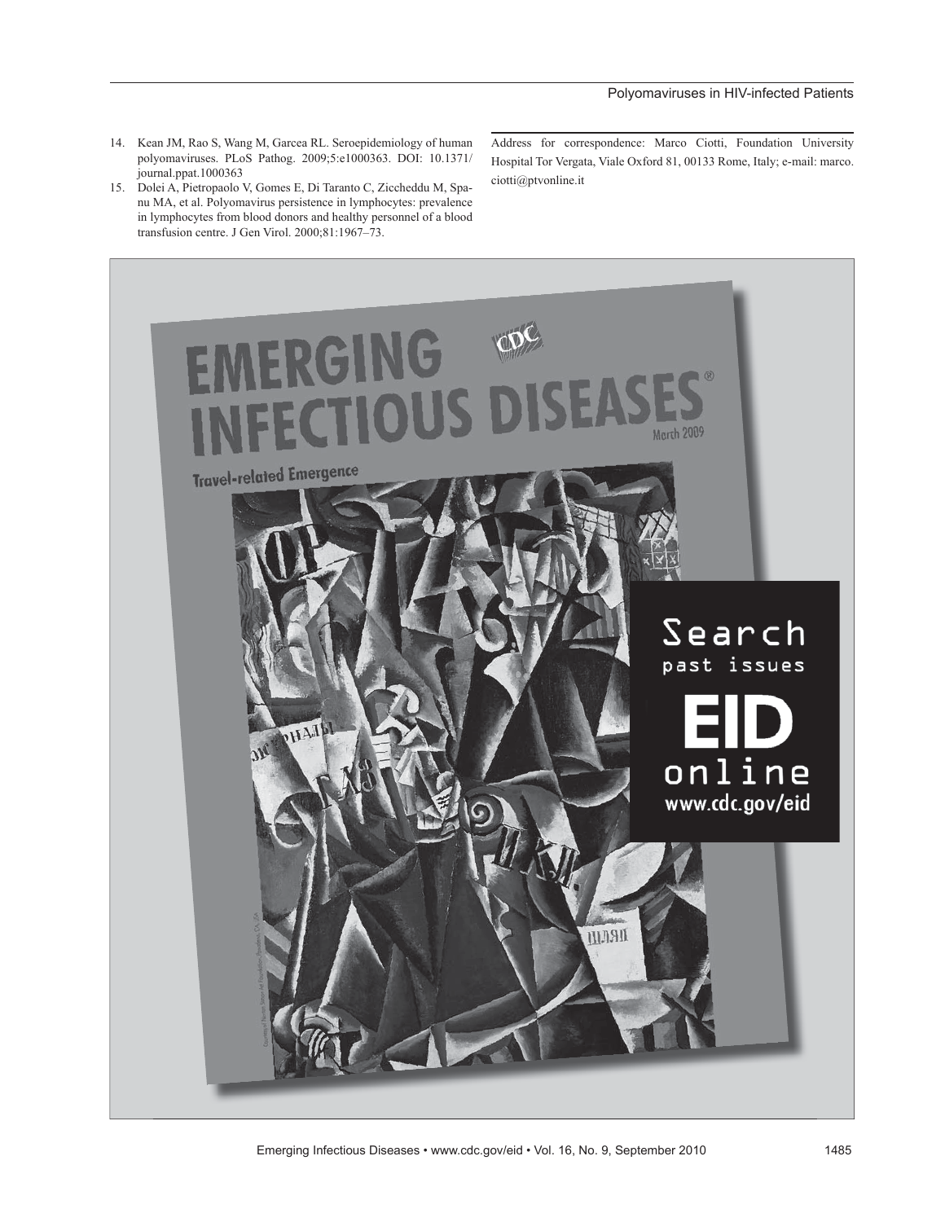14. Kean JM, Rao S, Wang M, Garcea RL. Seroepidemiology of human polyomaviruses. PLoS Pathog. 2009;5:e1000363. DOI: 10.1371/journal.ppat.1000363
15. Dolei A, Pietropaolo V, Gomes E, Di Taranto C, Ziccheddu M, Spanu MA, et al. Polyomavirus persistence in lymphocytes: prevalence in lymphocytes from blood donors and healthy personnel of a blood transfusion centre. J Gen Virol. 2000;81:1967–73.

Address for correspondence: Marco Ciotti, Foundation University Hospital Tor Vergata, Viale Oxford 81, 00133 Rome, Italy; e-mail: marco.ciotti@ptvonline.it

EMERGING INFECTIOUS DISEASES

March 2009

Travel-related Emergence

Search past issues

EID online

www.cdc.gov/eid